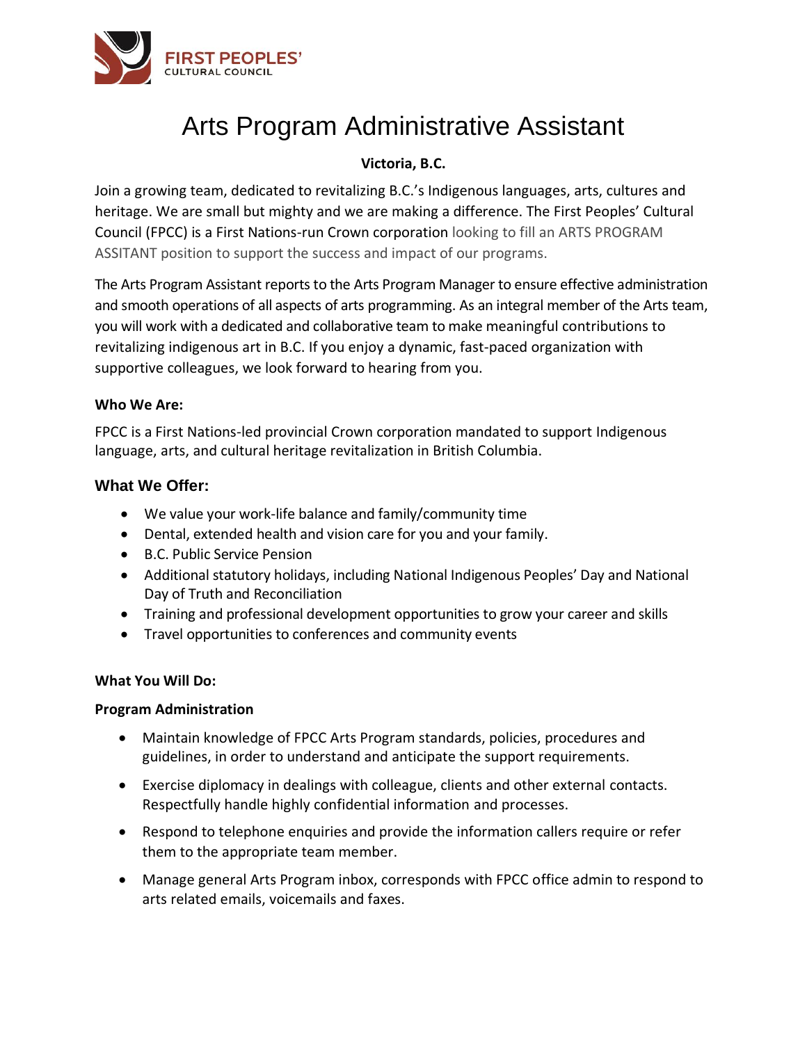FIRST PEOPLES' CULTURAL COUNCIL

# Arts Program Administrative Assistant

**Victoria, B.C.**

Join a growing team, dedicated to revitalizing B.C.'s Indigenous languages, arts, cultures and heritage. We are small but mighty and we are making a difference. The First Peoples' Cultural Council (FPCC) is a First Nations-run Crown corporation looking to fill an ARTS PROGRAM ASSITANT position to support the success and impact of our programs.

The Arts Program Assistant reports to the Arts Program Manager to ensure effective administration and smooth operations of all aspects of arts programming. As an integral member of the Arts team, you will work with a dedicated and collaborative team to make meaningful contributions to revitalizing indigenous art in B.C. If you enjoy a dynamic, fast-paced organization with supportive colleagues, we look forward to hearing from you.

**Who We Are:**

FPCC is a First Nations-led provincial Crown corporation mandated to support Indigenous language, arts, and cultural heritage revitalization in British Columbia.

### What We Offer:

- We value your work-life balance and family/community time
- Dental, extended health and vision care for you and your family.
- B.C. Public Service Pension
- Additional statutory holidays, including National Indigenous Peoples' Day and National Day of Truth and Reconciliation
- Training and professional development opportunities to grow your career and skills
- Travel opportunities to conferences and community events

**What You Will Do:**

**Program Administration**

- Maintain knowledge of FPCC Arts Program standards, policies, procedures and guidelines, in order to understand and anticipate the support requirements.
- Exercise diplomacy in dealings with colleague, clients and other external contacts. Respectfully handle highly confidential information and processes.
- Respond to telephone enquiries and provide the information callers require or refer them to the appropriate team member.
- Manage general Arts Program inbox, corresponds with FPCC office admin to respond to arts related emails, voicemails and faxes.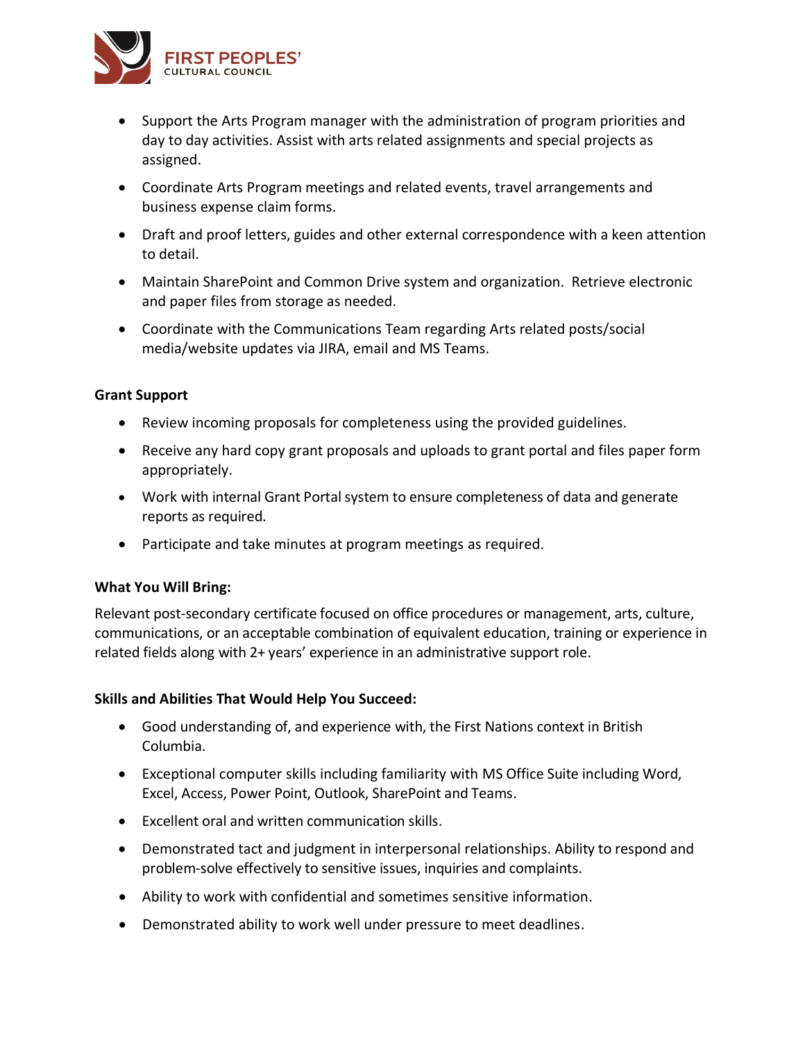- Support the Arts Program manager with the administration of program priorities and day to day activities. Assist with arts related assignments and special projects as assigned.
- Coordinate Arts Program meetings and related events, travel arrangements and business expense claim forms.
- Draft and proof letters, guides and other external correspondence with a keen attention to detail.
- Maintain SharePoint and Common Drive system and organization. Retrieve electronic and paper files from storage as needed.
- Coordinate with the Communications Team regarding Arts related posts/social media/website updates via JIRA, email and MS Teams.

**Grant Support**

- Review incoming proposals for completeness using the provided guidelines.
- Receive any hard copy grant proposals and uploads to grant portal and files paper form appropriately.
- Work with internal Grant Portal system to ensure completeness of data and generate reports as required.
- Participate and take minutes at program meetings as required.

**What You Will Bring:**

Relevant post-secondary certificate focused on office procedures or management, arts, culture, communications, or an acceptable combination of equivalent education, training or experience in related fields along with 2+ years' experience in an administrative support role.

**Skills and Abilities That Would Help You Succeed:**

- Good understanding of, and experience with, the First Nations context in British Columbia.
- Exceptional computer skills including familiarity with MS Office Suite including Word, Excel, Access, Power Point, Outlook, SharePoint and Teams.
- Excellent oral and written communication skills.
- Demonstrated tact and judgment in interpersonal relationships. Ability to respond and problem-solve effectively to sensitive issues, inquiries and complaints.
- Ability to work with confidential and sometimes sensitive information.
- Demonstrated ability to work well under pressure to meet deadlines.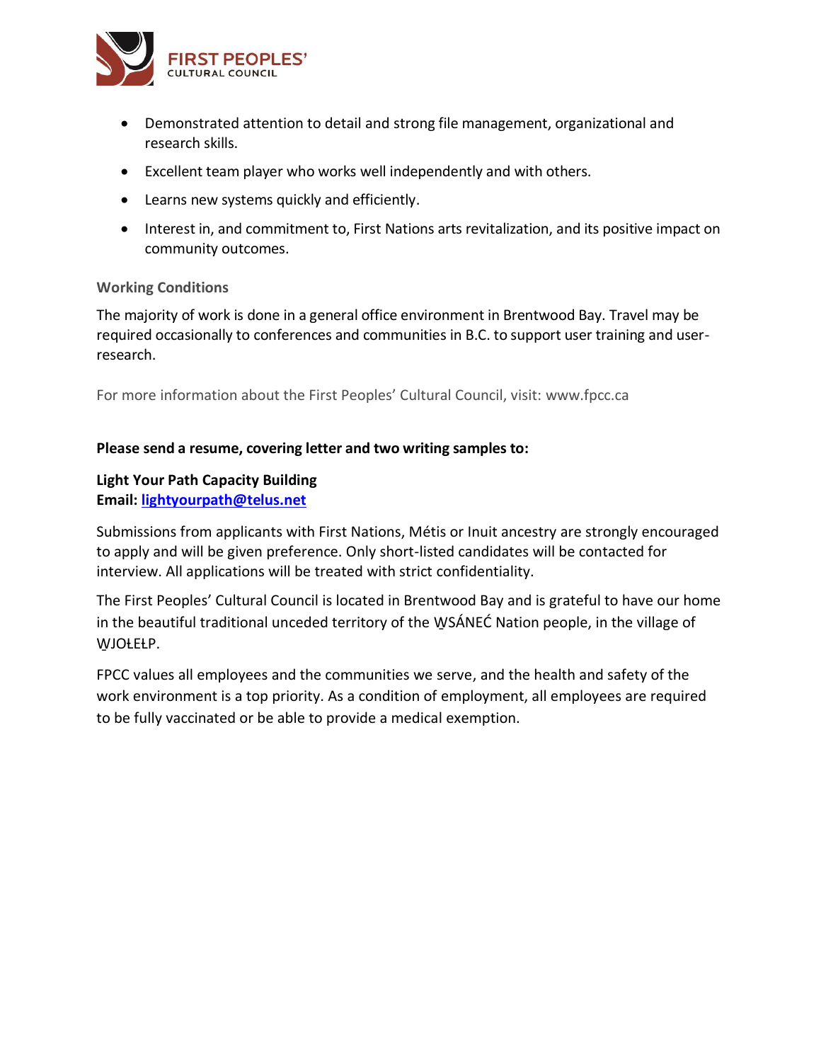- Demonstrated attention to detail and strong file management, organizational and research skills.
- Excellent team player who works well independently and with others.
- Learns new systems quickly and efficiently.
- Interest in, and commitment to, First Nations arts revitalization, and its positive impact on community outcomes.

### Working Conditions

The majority of work is done in a general office environment in Brentwood Bay. Travel may be required occasionally to conferences and communities in B.C. to support user training and user-research.

For more information about the First Peoples' Cultural Council, visit: www.fpcc.ca

**Please send a resume, covering letter and two writing samples to:**

**Light Your Path Capacity Building**
**Email: lightyourpath@telus.net**

Submissions from applicants with First Nations, Métis or Inuit ancestry are strongly encouraged to apply and will be given preference. Only short-listed candidates will be contacted for interview. All applications will be treated with strict confidentiality.

The First Peoples' Cultural Council is located in Brentwood Bay and is grateful to have our home in the beautiful traditional unceded territory of the W̱SÁNEĆ Nation people, in the village of W̱JOȽEȽP.

FPCC values all employees and the communities we serve, and the health and safety of the work environment is a top priority. As a condition of employment, all employees are required to be fully vaccinated or be able to provide a medical exemption.